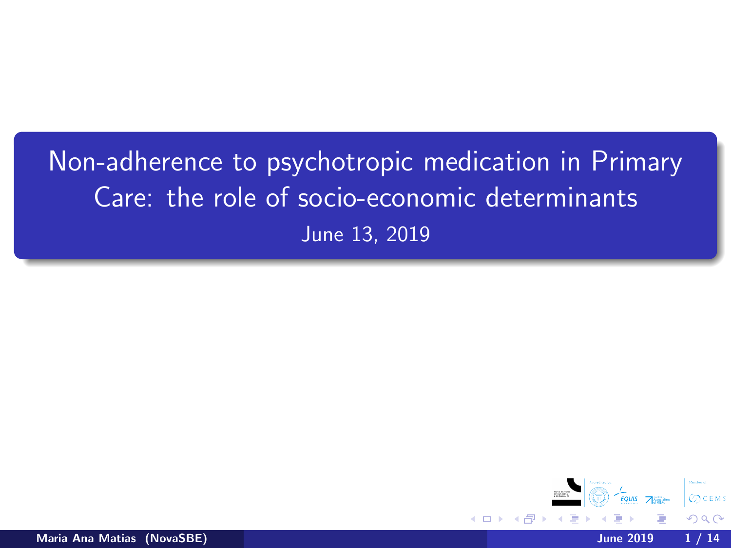# Non-adherence to psychotropic medication in Primary Care: the role of socio-economic determinants

June 13, 2019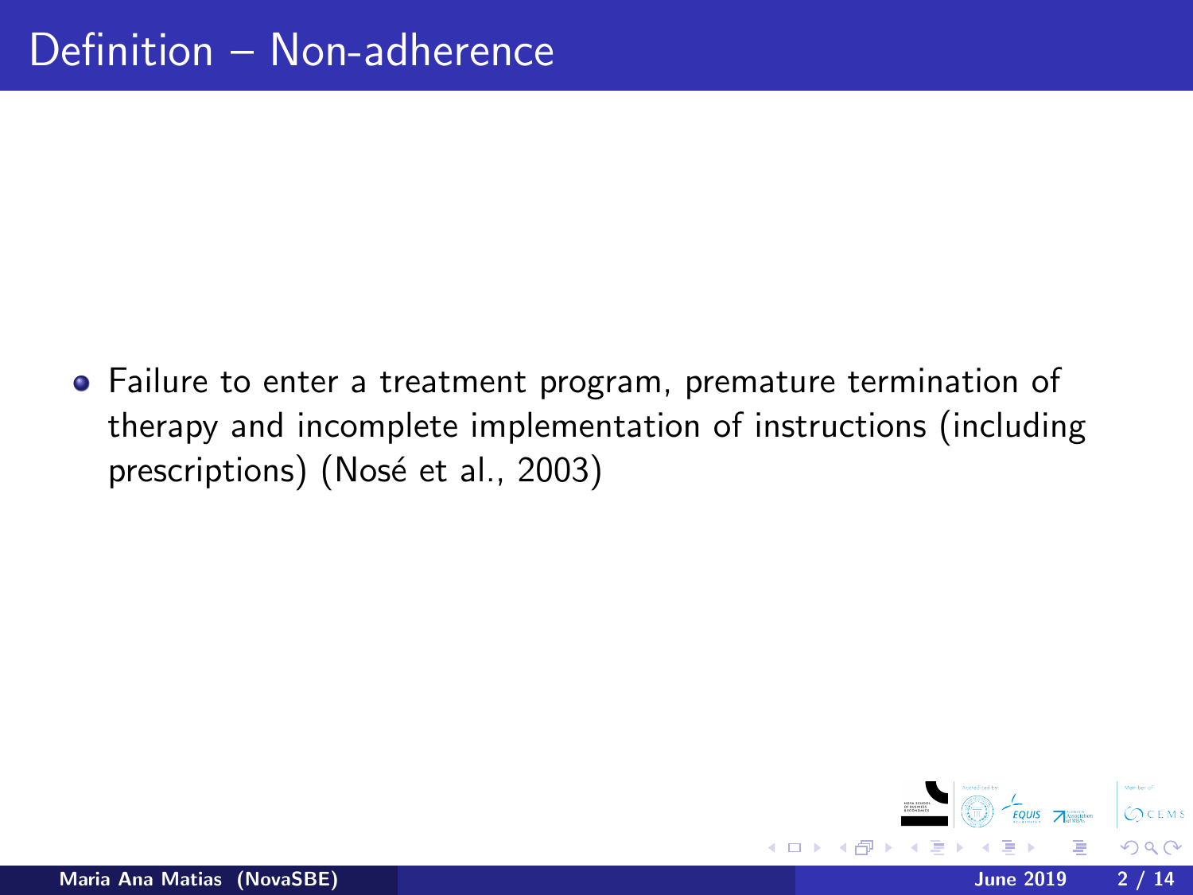# Definition – Non-adherence

- Failure to enter a treatment program, premature termination of therapy and incomplete implementation of instructions (including prescriptions) (Nosé et al., 2003)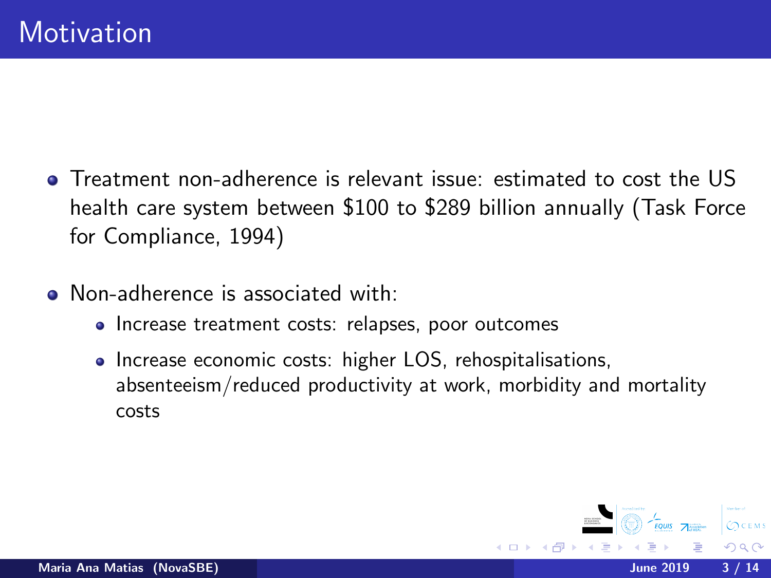# Motivation

- Treatment non-adherence is relevant issue: estimated to cost the US health care system between $100 to $289 billion annually (Task Force for Compliance, 1994)
- Non-adherence is associated with:
  - Increase treatment costs: relapses, poor outcomes
  - Increase economic costs: higher LOS, rehospitalisations, absenteeism/reduced productivity at work, morbidity and mortality costs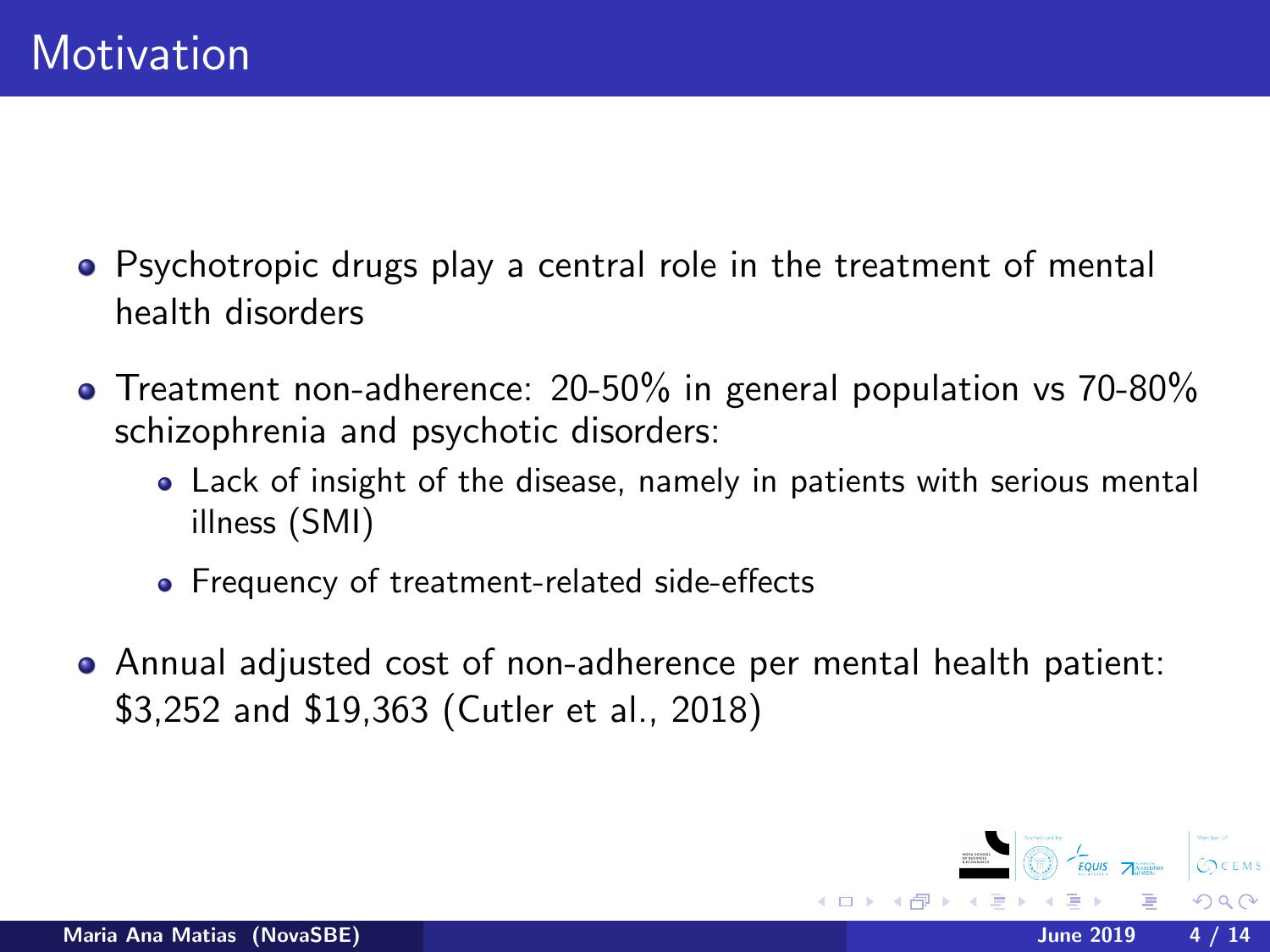# Motivation

- Psychotropic drugs play a central role in the treatment of mental health disorders
- Treatment non-adherence: 20-50% in general population vs 70-80% schizophrenia and psychotic disorders:
  - Lack of insight of the disease, namely in patients with serious mental illness (SMI)
  - Frequency of treatment-related side-effects
- Annual adjusted cost of non-adherence per mental health patient: $3,252 and $19,363 (Cutler et al., 2018)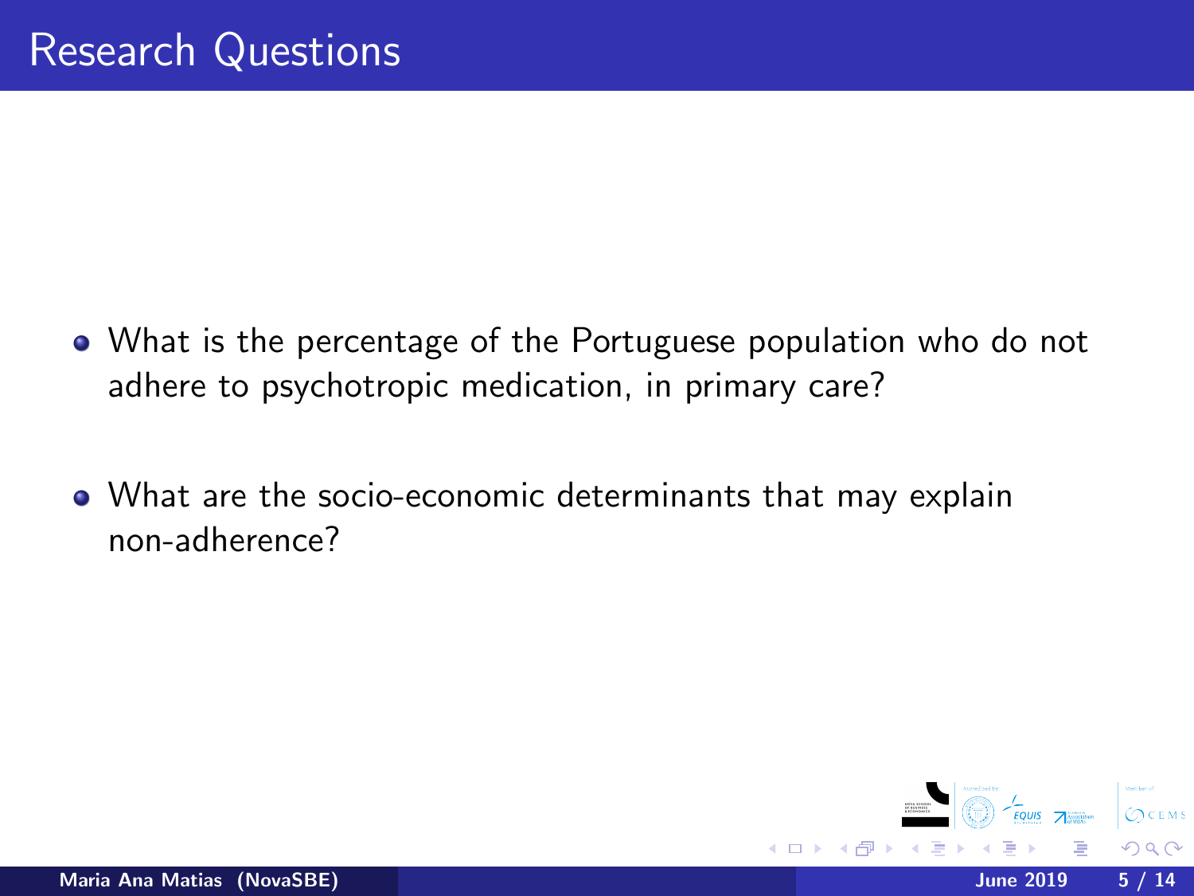# Research Questions

- What is the percentage of the Portuguese population who do not adhere to psychotropic medication, in primary care?
- What are the socio-economic determinants that may explain non-adherence?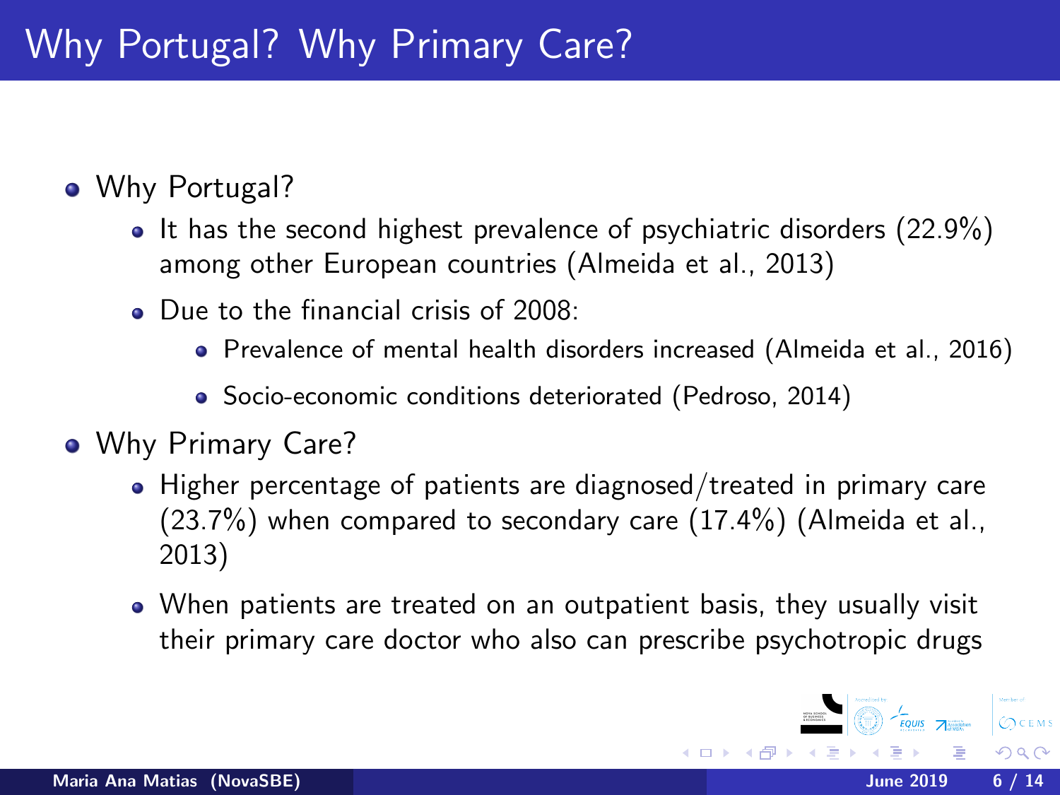# Why Portugal? Why Primary Care?

- Why Portugal?
  - It has the second highest prevalence of psychiatric disorders (22.9%) among other European countries (Almeida et al., 2013)
  - Due to the financial crisis of 2008:
    - Prevalence of mental health disorders increased (Almeida et al., 2016)
    - Socio-economic conditions deteriorated (Pedroso, 2014)
- Why Primary Care?
  - Higher percentage of patients are diagnosed/treated in primary care (23.7%) when compared to secondary care (17.4%) (Almeida et al., 2013)
  - When patients are treated on an outpatient basis, they usually visit their primary care doctor who also can prescribe psychotropic drugs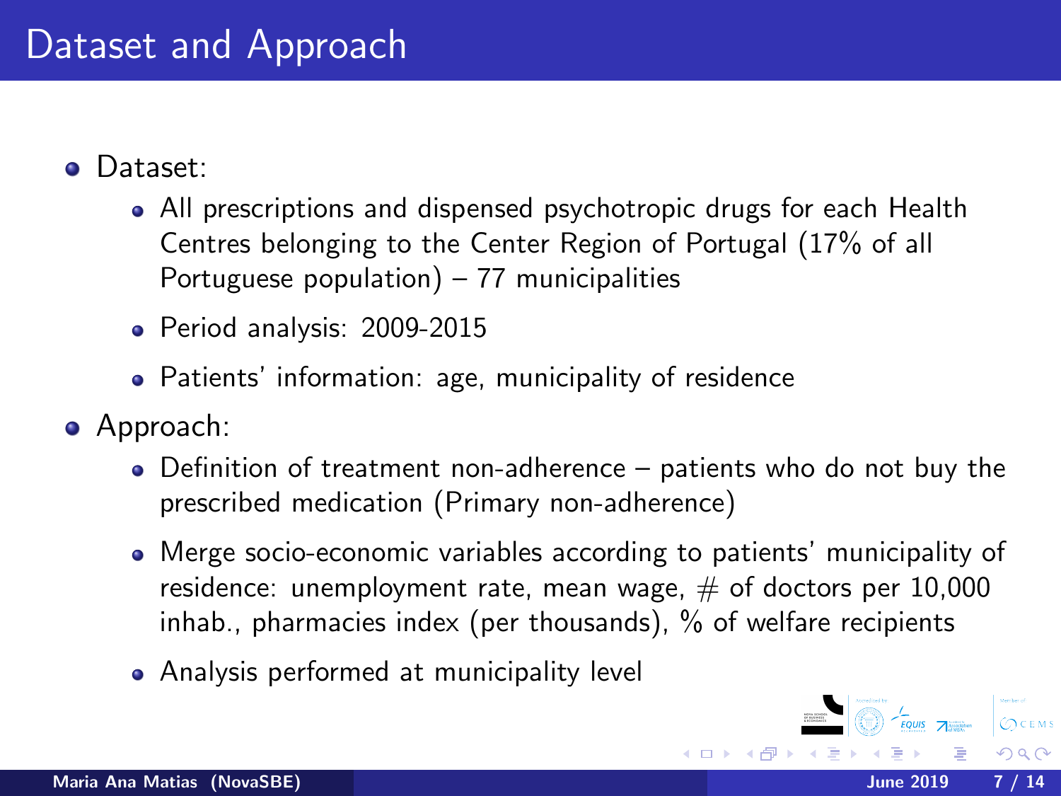# Dataset and Approach

- Dataset:
  - All prescriptions and dispensed psychotropic drugs for each Health Centres belonging to the Center Region of Portugal (17% of all Portuguese population) – 77 municipalities
  - Period analysis: 2009-2015
  - Patients' information: age, municipality of residence
- Approach:
  - Definition of treatment non-adherence – patients who do not buy the prescribed medication (Primary non-adherence)
  - Merge socio-economic variables according to patients' municipality of residence: unemployment rate, mean wage, # of doctors per 10,000 inhab., pharmacies index (per thousands), % of welfare recipients
  - Analysis performed at municipality level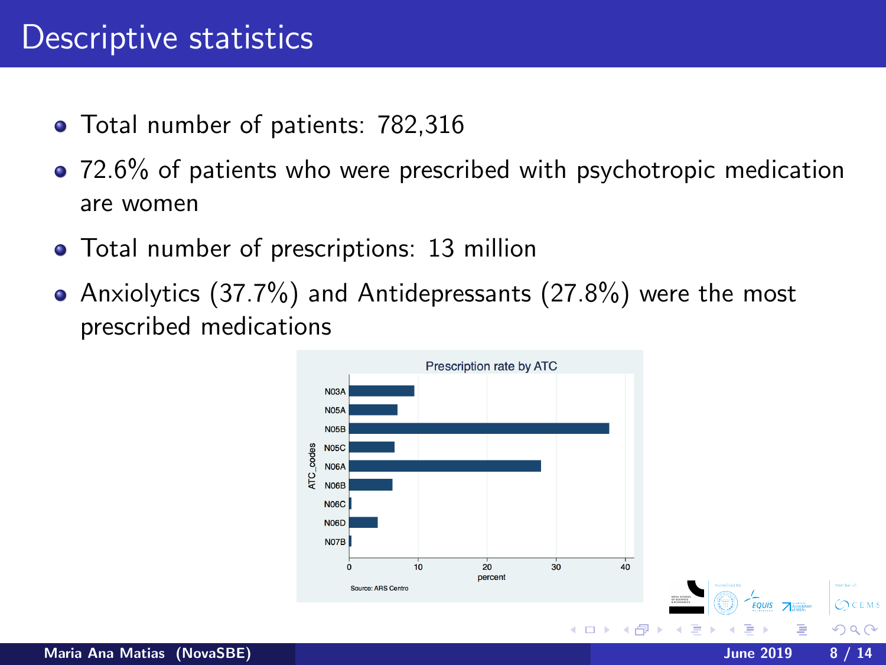# Descriptive statistics

- Total number of patients: 782,316
- 72.6% of patients who were prescribed with psychotropic medication are women
- Total number of prescriptions: 13 million
- Anxiolytics (37.7%) and Antidepressants (27.8%) were the most prescribed medications

Prescription rate by ATC

Source: ARS Centro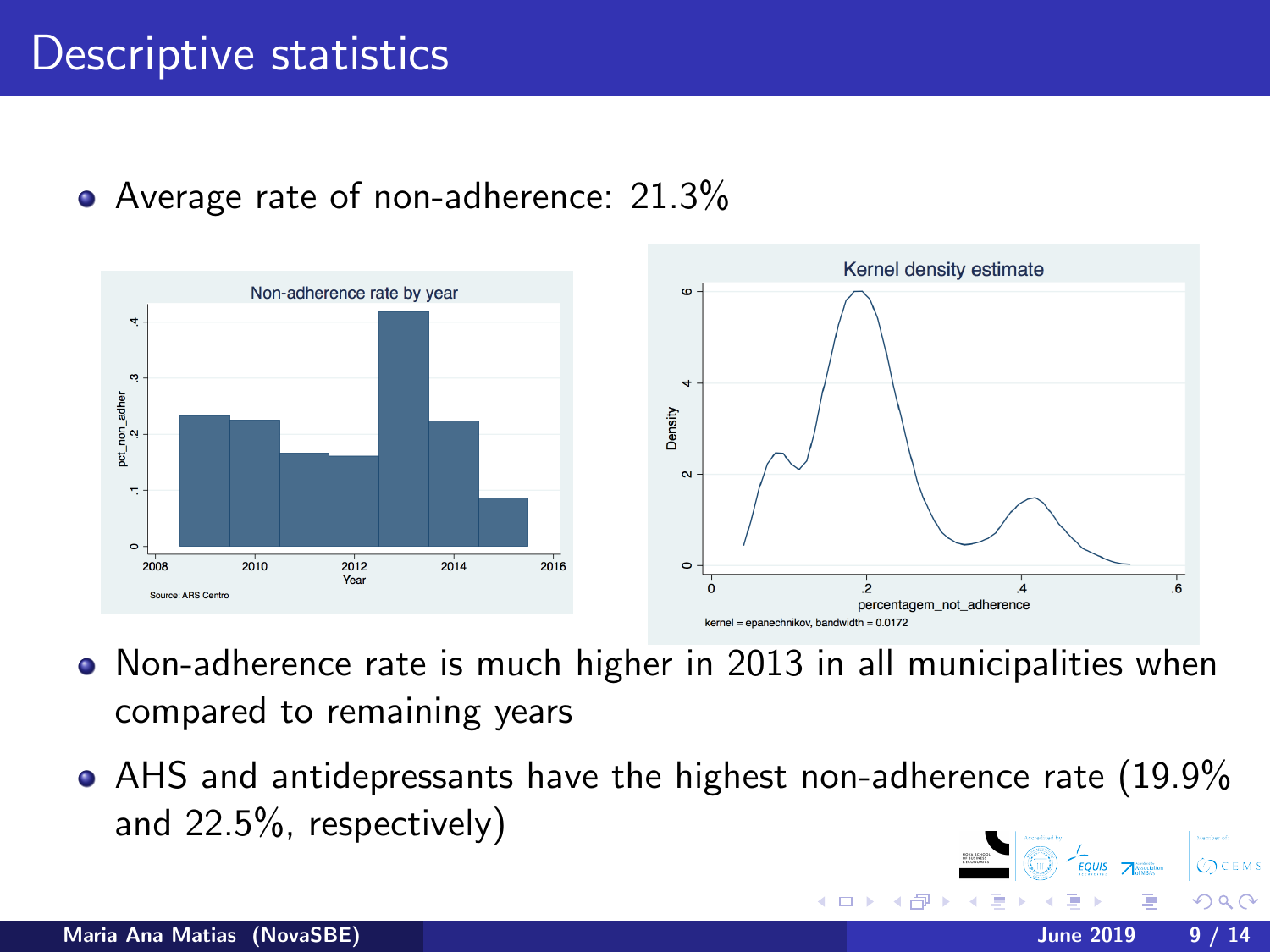# Descriptive statistics

- Average rate of non-adherence: 21.3%

Non-adherence rate by year

pct_non_adher

0 .1 .2 .3 .4

2008 2010 2012 2014 2016

Year

Source: ARS Centro

Kernel density estimate

Density

0 2 4 6

0 .2 .4 .6

percentagem_not_adherence

kernel = epanechnikov, bandwidth = 0.0172

- Non-adherence rate is much higher in 2013 in all municipalities when compared to remaining years
- AHS and antidepressants have the highest non-adherence rate (19.9% and 22.5%, respectively)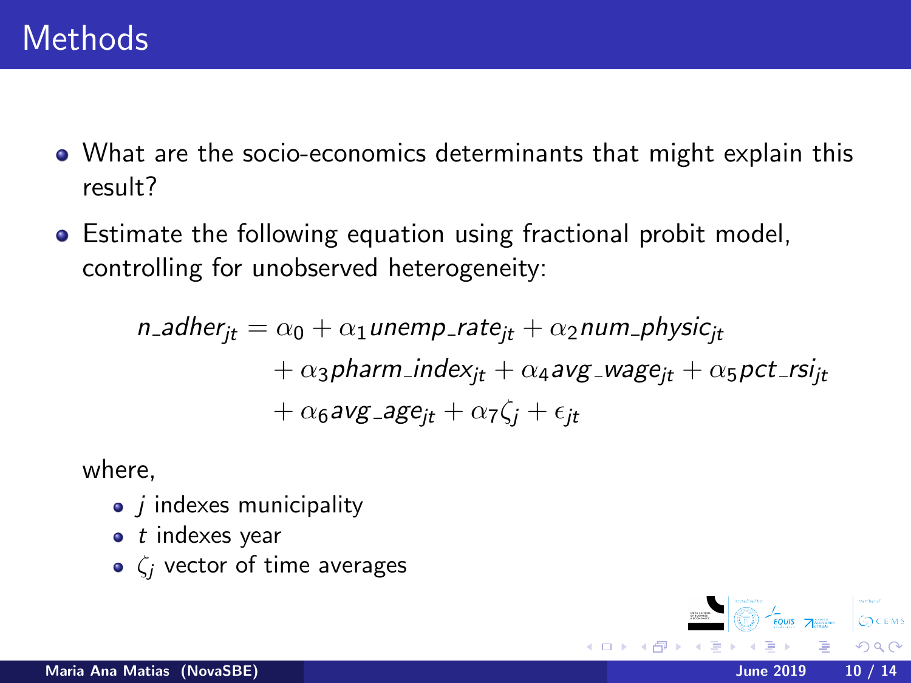# Methods

- What are the socio-economics determinants that might explain this result?
- Estimate the following equation using fractional probit model, controlling for unobserved heterogeneity:

$$
\begin{aligned}
n\_adher_{jt} = \alpha_0 &+ \alpha_1 unemp\_rate_{jt} + \alpha_2 num\_physic_{jt} \\
&+ \alpha_3 pharm\_index_{jt} + \alpha_4 avg\_wage_{jt} + \alpha_5 pct\_rsi_{jt} \\
&+ \alpha_6 avg\_age_{jt} + \alpha_7 \zeta_j + \epsilon_{jt}
\end{aligned}
$$

where,

- $j$ indexes municipality
- $t$ indexes year
- $\zeta_j$ vector of time averages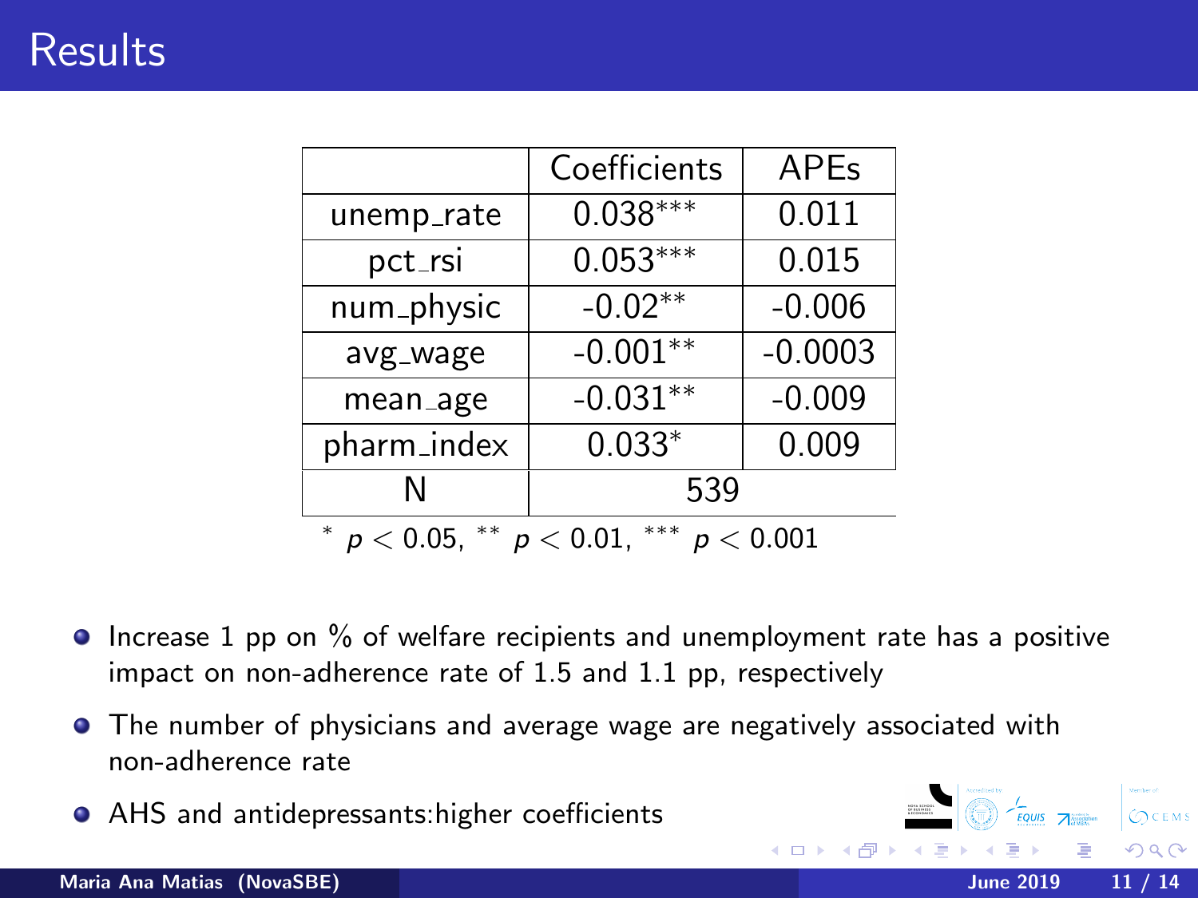# Results

| | Coefficients | APEs |
|---|---|---|
| unemp_rate | 0.038*** | 0.011 |
| pct_rsi | 0.053*** | 0.015 |
| num_physic | -0.02** | -0.006 |
| avg_wage | -0.001** | -0.0003 |
| mean_age | -0.031** | -0.009 |
| pharm_index | 0.033* | 0.009 |
| N | 539 | |

* $p < 0.05$, ** $p < 0.01$, *** $p < 0.001$

- Increase 1 pp on % of welfare recipients and unemployment rate has a positive impact on non-adherence rate of 1.5 and 1.1 pp, respectively
- The number of physicians and average wage are negatively associated with non-adherence rate
- AHS and antidepressants:higher coefficients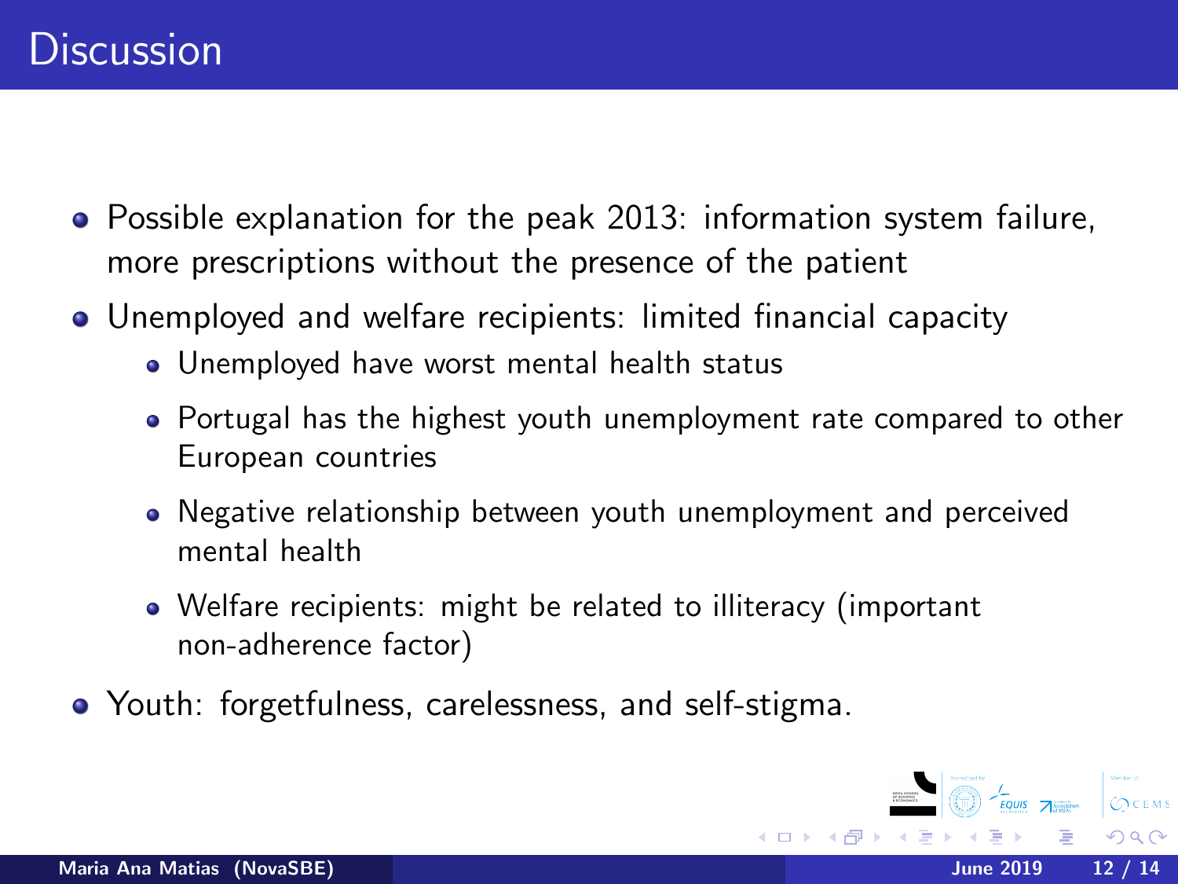# Discussion

- Possible explanation for the peak 2013: information system failure, more prescriptions without the presence of the patient
- Unemployed and welfare recipients: limited financial capacity
  - Unemployed have worst mental health status
  - Portugal has the highest youth unemployment rate compared to other European countries
  - Negative relationship between youth unemployment and perceived mental health
  - Welfare recipients: might be related to illiteracy (important non-adherence factor)
- Youth: forgetfulness, carelessness, and self-stigma.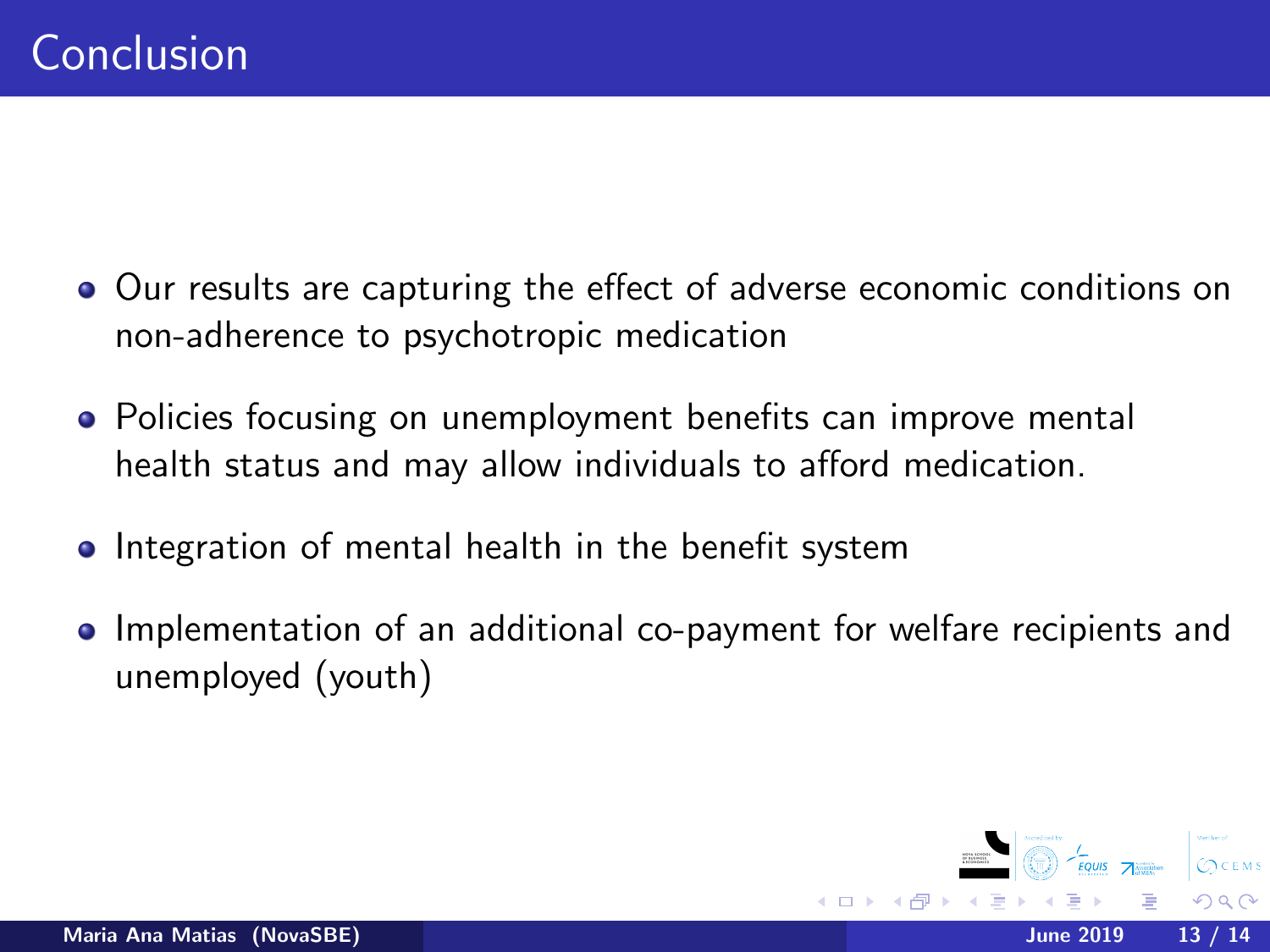# Conclusion

- Our results are capturing the effect of adverse economic conditions on non-adherence to psychotropic medication
- Policies focusing on unemployment benefits can improve mental health status and may allow individuals to afford medication.
- Integration of mental health in the benefit system
- Implementation of an additional co-payment for welfare recipients and unemployed (youth)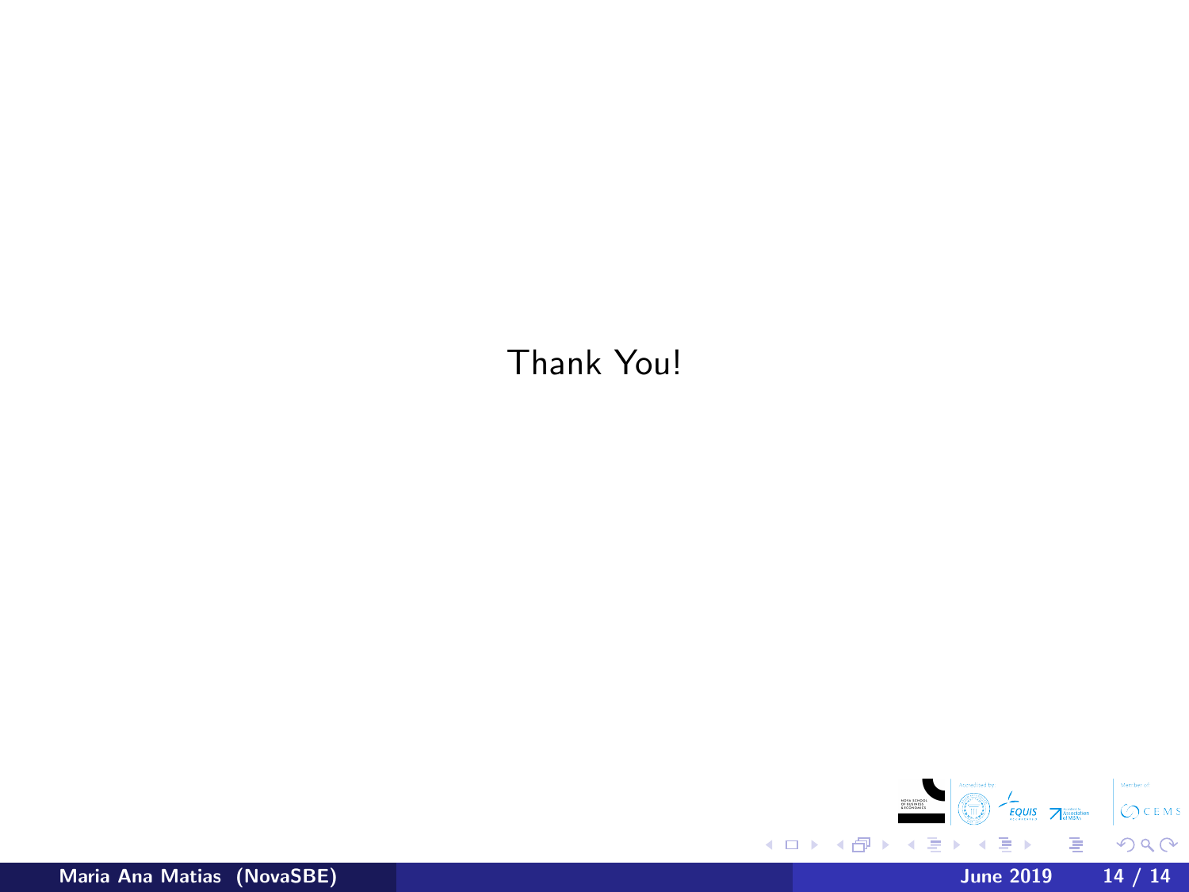Thank You!